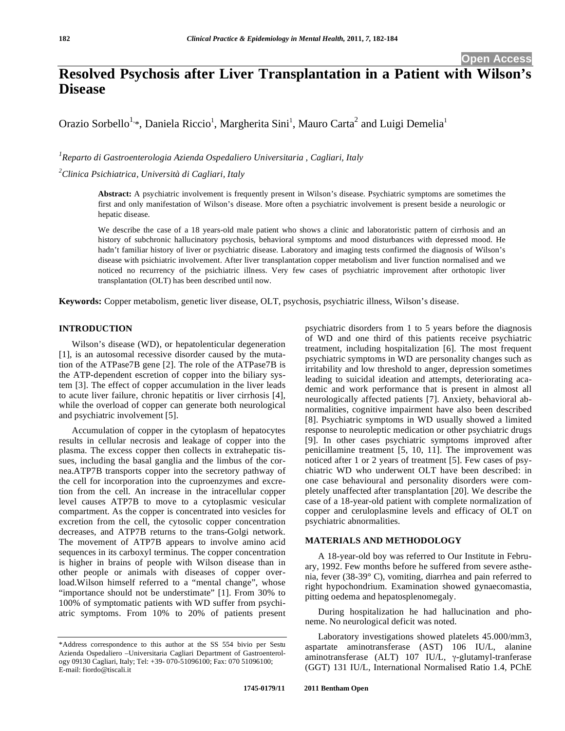Open Access

# Resolved Psychosis after Liver Transplantation in a Patient with Wilson's Disease

Orazio Sorbello[1,*], Daniela Riccio[1], Margherita Sini[1], Mauro Carta[2] and Luigi Demelia[1]

[1]*Reparto di Gastroenterologia Azienda Ospedaliero Universitaria , Cagliari, Italy*

[2]*Clinica Psichiatrica, Università di Cagliari, Italy*

**Abstract:** A psychiatric involvement is frequently present in Wilson's disease. Psychiatric symptoms are sometimes the first and only manifestation of Wilson's disease. More often a psychiatric involvement is present beside a neurologic or hepatic disease.

We describe the case of a 18 years-old male patient who shows a clinic and laboratoristic pattern of cirrhosis and an history of subchronic hallucinatory psychosis, behavioral symptoms and mood disturbances with depressed mood. He hadn't familiar history of liver or psychiatric disease. Laboratory and imaging tests confirmed the diagnosis of Wilson's disease with psichiatric involvement. After liver transplantation copper metabolism and liver function normalised and we noticed no recurrency of the psichiatric illness. Very few cases of psychiatric improvement after orthotopic liver transplantation (OLT) has been described until now.

**Keywords:** Copper metabolism, genetic liver disease, OLT, psychosis, psychiatric illness, Wilson's disease.

## INTRODUCTION

Wilson's disease (WD), or hepatolenticular degeneration [1], is an autosomal recessive disorder caused by the mutation of the ATPase7B gene [2]. The role of the ATPase7B is the ATP-dependent escretion of copper into the biliary system [3]. The effect of copper accumulation in the liver leads to acute liver failure, chronic hepatitis or liver cirrhosis [4], while the overload of copper can generate both neurological and psychiatric involvement [5].

Accumulation of copper in the cytoplasm of hepatocytes results in cellular necrosis and leakage of copper into the plasma. The excess copper then collects in extrahepatic tissues, including the basal ganglia and the limbus of the cornea.ATP7B transports copper into the secretory pathway of the cell for incorporation into the cuproenzymes and excretion from the cell. An increase in the intracellular copper level causes ATP7B to move to a cytoplasmic vesicular compartment. As the copper is concentrated into vesicles for excretion from the cell, the cytosolic copper concentration decreases, and ATP7B returns to the trans-Golgi network. The movement of ATP7B appears to involve amino acid sequences in its carboxyl terminus. The copper concentration is higher in brains of people with Wilson disease than in other people or animals with diseases of copper overload.Wilson himself referred to a "mental change", whose "importance should not be understimate" [1]. From 30% to 100% of symptomatic patients with WD suffer from psychiatric symptoms. From 10% to 20% of patients present psychiatric disorders from 1 to 5 years before the diagnosis of WD and one third of this patients receive psychiatric treatment, including hospitalization [6]. The most frequent psychiatric symptoms in WD are personality changes such as irritability and low threshold to anger, depression sometimes leading to suicidal ideation and attempts, deteriorating academic and work performance that is present in almost all neurologically affected patients [7]. Anxiety, behavioral abnormalities, cognitive impairment have also been described [8]. Psychiatric symptoms in WD usually showed a limited response to neuroleptic medication or other psychiatric drugs [9]. In other cases psychiatric symptoms improved after penicillamine treatment [5, 10, 11]. The improvement was noticed after 1 or 2 years of treatment [5]. Few cases of psychiatric WD who underwent OLT have been described: in one case behavioural and personality disorders were completely unaffected after transplantation [20]. We describe the case of a 18-year-old patient with complete normalization of copper and ceruloplasmine levels and efficacy of OLT on psychiatric abnormalities.

## MATERIALS AND METHODOLOGY

A 18-year-old boy was referred to Our Institute in February, 1992. Few months before he suffered from severe asthenia, fever (38-39° C), vomiting, diarrhea and pain referred to right hypochondrium. Examination showed gynaecomastia, pitting oedema and hepatosplenomegaly.

During hospitalization he had hallucination and phoneme. No neurological deficit was noted.

Laboratory investigations showed platelets 45.000/mm3, aspartate aminotransferase (AST) 106 IU/L, alanine aminotransferase (ALT) 107 IU/L, γ-glutamyl-tranferase (GGT) 131 IU/L, International Normalised Ratio 1.4, PChE

\*Address correspondence to this author at the SS 554 bivio per Sestu Azienda Ospedaliero –Universitaria Cagliari Department of Gastroenterology 09130 Cagliari, Italy; Tel: +39- 070-51096100; Fax: 070 51096100; E-mail: fiordo@tiscali.it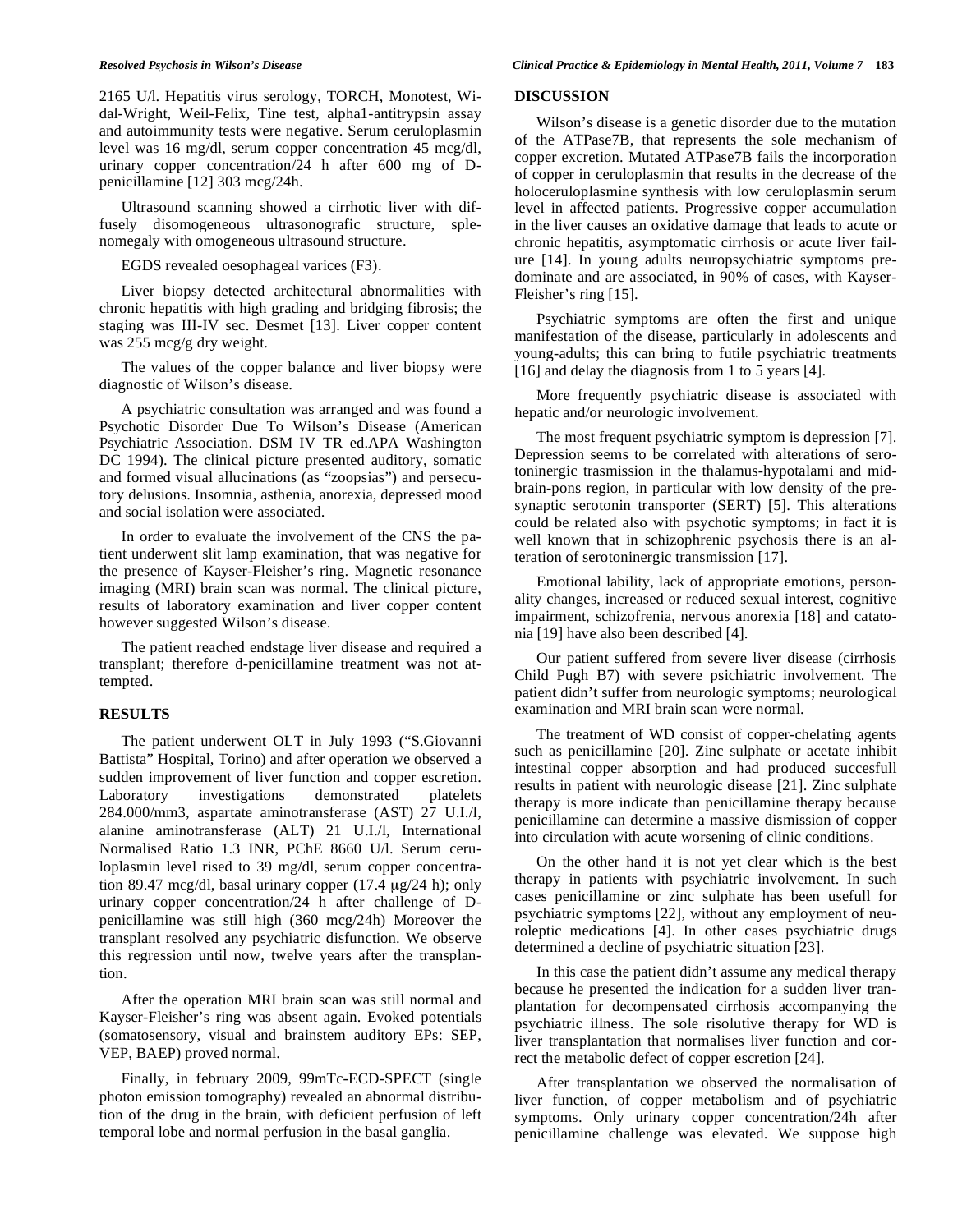2165 U/l. Hepatitis virus serology, TORCH, Monotest, Widal-Wright, Weil-Felix, Tine test, alpha1-antitrypsin assay and autoimmunity tests were negative. Serum ceruloplasmin level was 16 mg/dl, serum copper concentration 45 mcg/dl, urinary copper concentration/24 h after 600 mg of D-penicillamine [12] 303 mcg/24h.

Ultrasound scanning showed a cirrhotic liver with diffusely disomogeneous ultrasonografic structure, splenomegaly with omogeneous ultrasound structure.

EGDS revealed oesophageal varices (F3).

Liver biopsy detected architectural abnormalities with chronic hepatitis with high grading and bridging fibrosis; the staging was III-IV sec. Desmet [13]. Liver copper content was 255 mcg/g dry weight.

The values of the copper balance and liver biopsy were diagnostic of Wilson's disease.

A psychiatric consultation was arranged and was found a Psychotic Disorder Due To Wilson's Disease (American Psychiatric Association. DSM IV TR ed.APA Washington DC 1994). The clinical picture presented auditory, somatic and formed visual allucinations (as "zoopsias") and persecutory delusions. Insomnia, asthenia, anorexia, depressed mood and social isolation were associated.

In order to evaluate the involvement of the CNS the patient underwent slit lamp examination, that was negative for the presence of Kayser-Fleisher's ring. Magnetic resonance imaging (MRI) brain scan was normal. The clinical picture, results of laboratory examination and liver copper content however suggested Wilson's disease.

The patient reached endstage liver disease and required a transplant; therefore d-penicillamine treatment was not attempted.

## RESULTS

The patient underwent OLT in July 1993 ("S.Giovanni Battista" Hospital, Torino) and after operation we observed a sudden improvement of liver function and copper escretion. Laboratory investigations demonstrated platelets 284.000/mm3, aspartate aminotransferase (AST) 27 U.I./l, alanine aminotransferase (ALT) 21 U.I./l, International Normalised Ratio 1.3 INR, PChE 8660 U/l. Serum ceruloplasmin level rised to 39 mg/dl, serum copper concentration 89.47 mcg/dl, basal urinary copper (17.4 μg/24 h); only urinary copper concentration/24 h after challenge of D-penicillamine was still high (360 mcg/24h) Moreover the transplant resolved any psychiatric disfunction. We observe this regression until now, twelve years after the transplantion.

After the operation MRI brain scan was still normal and Kayser-Fleisher's ring was absent again. Evoked potentials (somatosensory, visual and brainstem auditory EPs: SEP, VEP, BAEP) proved normal.

Finally, in february 2009, 99mTc-ECD-SPECT (single photon emission tomography) revealed an abnormal distribution of the drug in the brain, with deficient perfusion of left temporal lobe and normal perfusion in the basal ganglia.

## DISCUSSION

Wilson's disease is a genetic disorder due to the mutation of the ATPase7B, that represents the sole mechanism of copper excretion. Mutated ATPase7B fails the incorporation of copper in ceruloplasmin that results in the decrease of the holoceruloplasmine synthesis with low ceruloplasmin serum level in affected patients. Progressive copper accumulation in the liver causes an oxidative damage that leads to acute or chronic hepatitis, asymptomatic cirrhosis or acute liver failure [14]. In young adults neuropsychiatric symptoms predominate and are associated, in 90% of cases, with Kayser-Fleisher's ring [15].

Psychiatric symptoms are often the first and unique manifestation of the disease, particularly in adolescents and young-adults; this can bring to futile psychiatric treatments [16] and delay the diagnosis from 1 to 5 years [4].

More frequently psychiatric disease is associated with hepatic and/or neurologic involvement.

The most frequent psychiatric symptom is depression [7]. Depression seems to be correlated with alterations of serotoninergic trasmission in the thalamus-hypotalami and midbrain-pons region, in particular with low density of the presynaptic serotonin transporter (SERT) [5]. This alterations could be related also with psychotic symptoms; in fact it is well known that in schizophrenic psychosis there is an alteration of serotoninergic transmission [17].

Emotional lability, lack of appropriate emotions, personality changes, increased or reduced sexual interest, cognitive impairment, schizofrenia, nervous anorexia [18] and catatonia [19] have also been described [4].

Our patient suffered from severe liver disease (cirrhosis Child Pugh B7) with severe psichiatric involvement. The patient didn't suffer from neurologic symptoms; neurological examination and MRI brain scan were normal.

The treatment of WD consist of copper-chelating agents such as penicillamine [20]. Zinc sulphate or acetate inhibit intestinal copper absorption and had produced succesfull results in patient with neurologic disease [21]. Zinc sulphate therapy is more indicate than penicillamine therapy because penicillamine can determine a massive dismission of copper into circulation with acute worsening of clinic conditions.

On the other hand it is not yet clear which is the best therapy in patients with psychiatric involvement. In such cases penicillamine or zinc sulphate has been usefull for psychiatric symptoms [22], without any employment of neuroleptic medications [4]. In other cases psychiatric drugs determined a decline of psychiatric situation [23].

In this case the patient didn't assume any medical therapy because he presented the indication for a sudden liver tranplantation for decompensated cirrhosis accompanying the psychiatric illness. The sole risolutive therapy for WD is liver transplantation that normalises liver function and correct the metabolic defect of copper escretion [24].

After transplantation we observed the normalisation of liver function, of copper metabolism and of psychiatric symptoms. Only urinary copper concentration/24h after penicillamine challenge was elevated. We suppose high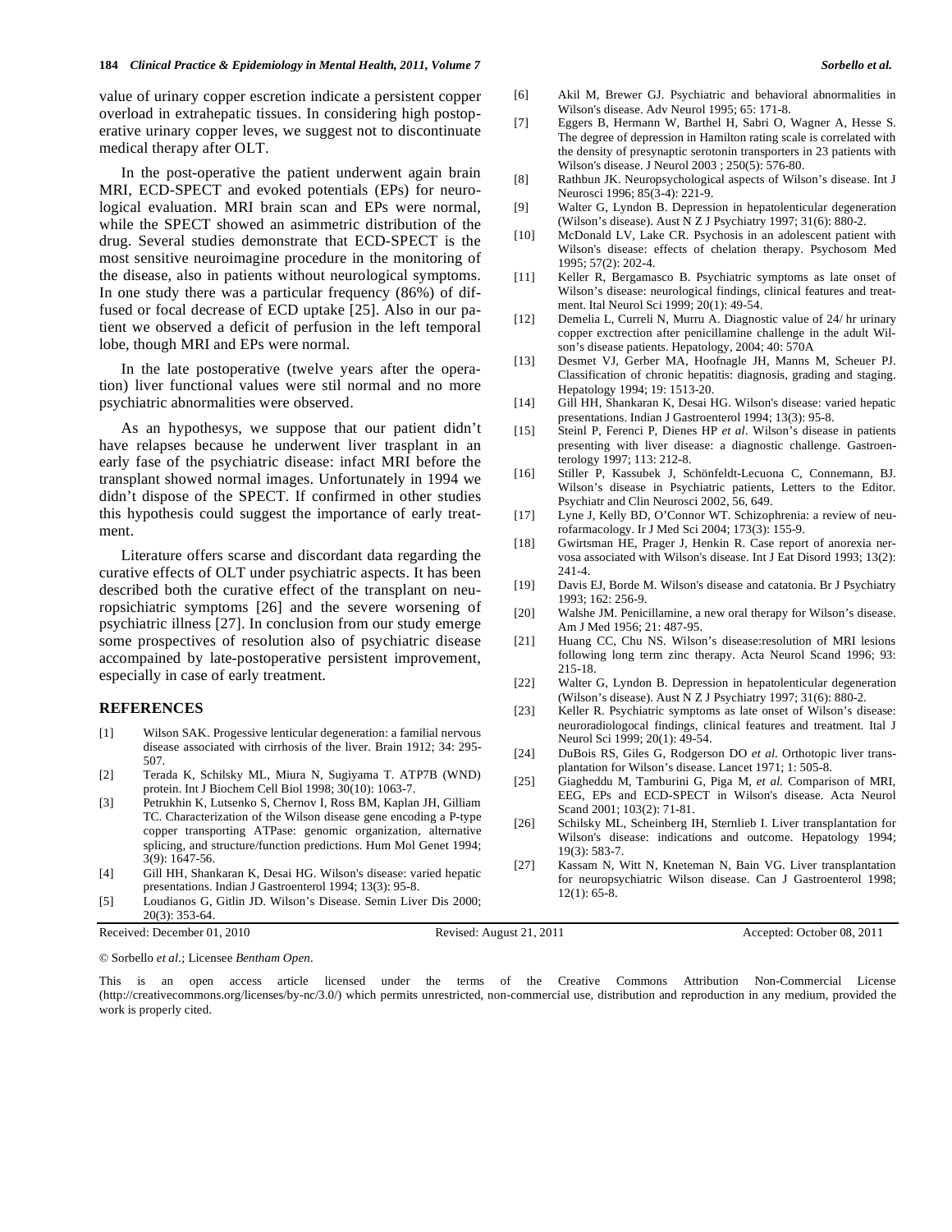value of urinary copper escretion indicate a persistent copper overload in extrahepatic tissues. In considering high postoperative urinary copper leves, we suggest not to discontinuate medical therapy after OLT.

In the post-operative the patient underwent again brain MRI, ECD-SPECT and evoked potentials (EPs) for neurological evaluation. MRI brain scan and EPs were normal, while the SPECT showed an asimmetric distribution of the drug. Several studies demonstrate that ECD-SPECT is the most sensitive neuroimagine procedure in the monitoring of the disease, also in patients without neurological symptoms. In one study there was a particular frequency (86%) of diffused or focal decrease of ECD uptake [25]. Also in our patient we observed a deficit of perfusion in the left temporal lobe, though MRI and EPs were normal.

In the late postoperative (twelve years after the operation) liver functional values were stil normal and no more psychiatric abnormalities were observed.

As an hypothesys, we suppose that our patient didn't have relapses because he underwent liver trasplant in an early fase of the psychiatric disease: infact MRI before the transplant showed normal images. Unfortunately in 1994 we didn't dispose of the SPECT. If confirmed in other studies this hypothesis could suggest the importance of early treatment.

Literature offers scarse and discordant data regarding the curative effects of OLT under psychiatric aspects. It has been described both the curative effect of the transplant on neuropsichiatric symptoms [26] and the severe worsening of psychiatric illness [27]. In conclusion from our study emerge some prospectives of resolution also of psychiatric disease accompained by late-postoperative persistent improvement, especially in case of early treatment.

## REFERENCES

[1] Wilson SAK. Progessive lenticular degeneration: a familial nervous disease associated with cirrhosis of the liver. Brain 1912; 34: 295-507.

[2] Terada K, Schilsky ML, Miura N, Sugiyama T. ATP7B (WND) protein. Int J Biochem Cell Biol 1998; 30(10): 1063-7.

[3] Petrukhin K, Lutsenko S, Chernov I, Ross BM, Kaplan JH, Gilliam TC. Characterization of the Wilson disease gene encoding a P-type copper transporting ATPase: genomic organization, alternative splicing, and structure/function predictions. Hum Mol Genet 1994; 3(9): 1647-56.

[4] Gill HH, Shankaran K, Desai HG. Wilson's disease: varied hepatic presentations. Indian J Gastroenterol 1994; 13(3): 95-8.

[5] Loudianos G, Gitlin JD. Wilson's Disease. Semin Liver Dis 2000; 20(3): 353-64.

[6] Akil M, Brewer GJ. Psychiatric and behavioral abnormalities in Wilson's disease. Adv Neurol 1995; 65: 171-8.

[7] Eggers B, Hermann W, Barthel H, Sabri O, Wagner A, Hesse S. The degree of depression in Hamilton rating scale is correlated with the density of presynaptic serotonin transporters in 23 patients with Wilson's disease. J Neurol 2003 ; 250(5): 576-80.

[8] Rathbun JK. Neuropsychological aspects of Wilson's disease. Int J Neurosci 1996; 85(3-4): 221-9.

[9] Walter G, Lyndon B. Depression in hepatolenticular degeneration (Wilson's disease). Aust N Z J Psychiatry 1997; 31(6): 880-2.

[10] McDonald LV, Lake CR. Psychosis in an adolescent patient with Wilson's disease: effects of chelation therapy. Psychosom Med 1995; 57(2): 202-4.

[11] Keller R, Bergamasco B. Psychiatric symptoms as late onset of Wilson's disease: neurological findings, clinical features and treatment. Ital Neurol Sci 1999; 20(1): 49-54.

[12] Demelia L, Curreli N, Murru A. Diagnostic value of 24/ hr urinary copper exctrection after penicillamine challenge in the adult Wilson's disease patients. Hepatology, 2004; 40: 570A

[13] Desmet VJ, Gerber MA, Hoofnagle JH, Manns M, Scheuer PJ. Classification of chronic hepatitis: diagnosis, grading and staging. Hepatology 1994; 19: 1513-20.

[14] Gill HH, Shankaran K, Desai HG. Wilson's disease: varied hepatic presentations. Indian J Gastroenterol 1994; 13(3): 95-8.

[15] Steinl P, Ferenci P, Dienes HP *et al*. Wilson's disease in patients presenting with liver disease: a diagnostic challenge. Gastroenterology 1997; 113: 212-8.

[16] Stiller P, Kassubek J, Schönfeldt-Lecuona C, Connemann, BJ. Wilson's disease in Psychiatric patients, Letters to the Editor. Psychiatr and Clin Neurosci 2002, 56, 649.

[17] Lyne J, Kelly BD, O'Connor WT. Schizophrenia: a review of neurofarmacology. Ir J Med Sci 2004; 173(3): 155-9.

[18] Gwirtsman HE, Prager J, Henkin R. Case report of anorexia nervosa associated with Wilson's disease. Int J Eat Disord 1993; 13(2): 241-4.

[19] Davis EJ, Borde M. Wilson's disease and catatonia. Br J Psychiatry 1993; 162: 256-9.

[20] Walshe JM. Penicillamine, a new oral therapy for Wilson's disease. Am J Med 1956; 21: 487-95.

[21] Huang CC, Chu NS. Wilson's disease:resolution of MRI lesions following long term zinc therapy. Acta Neurol Scand 1996; 93: 215-18.

[22] Walter G, Lyndon B. Depression in hepatolenticular degeneration (Wilson's disease). Aust N Z J Psychiatry 1997; 31(6): 880-2.

[23] Keller R. Psychiatric symptoms as late onset of Wilson's disease: neuroradiologocal findings, clinical features and treatment. Ital J Neurol Sci 1999; 20(1): 49-54.

[24] DuBois RS, Giles G, Rodgerson DO *et al*. Orthotopic liver transplantation for Wilson's disease. Lancet 1971; 1: 505-8.

[25] Giagheddu M, Tamburini G, Piga M, *et al.* Comparison of MRI, EEG, EPs and ECD-SPECT in Wilson's disease. Acta Neurol Scand 2001; 103(2): 71-81.

[26] Schilsky ML, Scheinberg IH, Sternlieb I. Liver transplantation for Wilson's disease: indications and outcome. Hepatology 1994; 19(3): 583-7.

[27] Kassam N, Witt N, Kneteman N, Bain VG. Liver transplantation for neuropsychiatric Wilson disease. Can J Gastroenterol 1998; 12(1): 65-8.

Received: December 01, 2010 Revised: August 21, 2011 Accepted: October 08, 2011

© Sorbello *et al*.; Licensee *Bentham Open*.

This is an open access article licensed under the terms of the Creative Commons Attribution Non-Commercial License (http://creativecommons.org/licenses/by-nc/3.0/) which permits unrestricted, non-commercial use, distribution and reproduction in any medium, provided the work is properly cited.